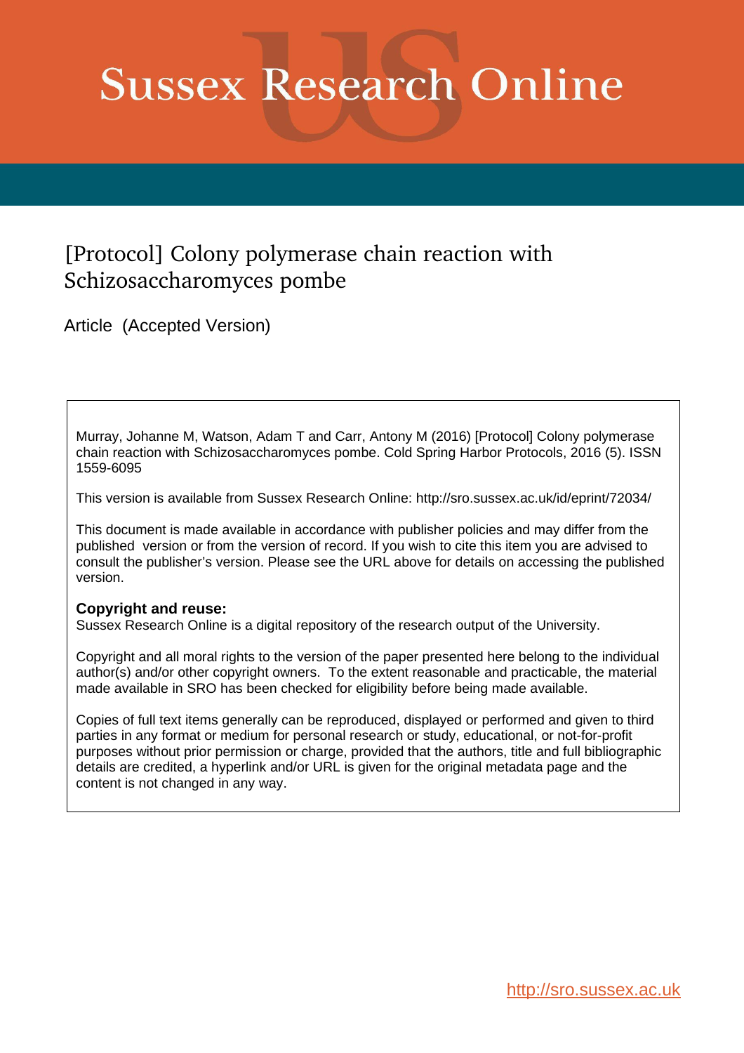# Sussex Research Online

## [Protocol] Colony polymerase chain reaction with Schizosaccharomyces pombe

Article (Accepted Version)

Murray, Johanne M, Watson, Adam T and Carr, Antony M (2016) [Protocol] Colony polymerase chain reaction with Schizosaccharomyces pombe. Cold Spring Harbor Protocols, 2016 (5). ISSN 1559-6095

This version is available from Sussex Research Online: http://sro.sussex.ac.uk/id/eprint/72034/

This document is made available in accordance with publisher policies and may differ from the published version or from the version of record. If you wish to cite this item you are advised to consult the publisher's version. Please see the URL above for details on accessing the published version.

**Copyright and reuse:**
Sussex Research Online is a digital repository of the research output of the University.

Copyright and all moral rights to the version of the paper presented here belong to the individual author(s) and/or other copyright owners. To the extent reasonable and practicable, the material made available in SRO has been checked for eligibility before being made available.

Copies of full text items generally can be reproduced, displayed or performed and given to third parties in any format or medium for personal research or study, educational, or not-for-profit purposes without prior permission or charge, provided that the authors, title and full bibliographic details are credited, a hyperlink and/or URL is given for the original metadata page and the content is not changed in any way.

http://sro.sussex.ac.uk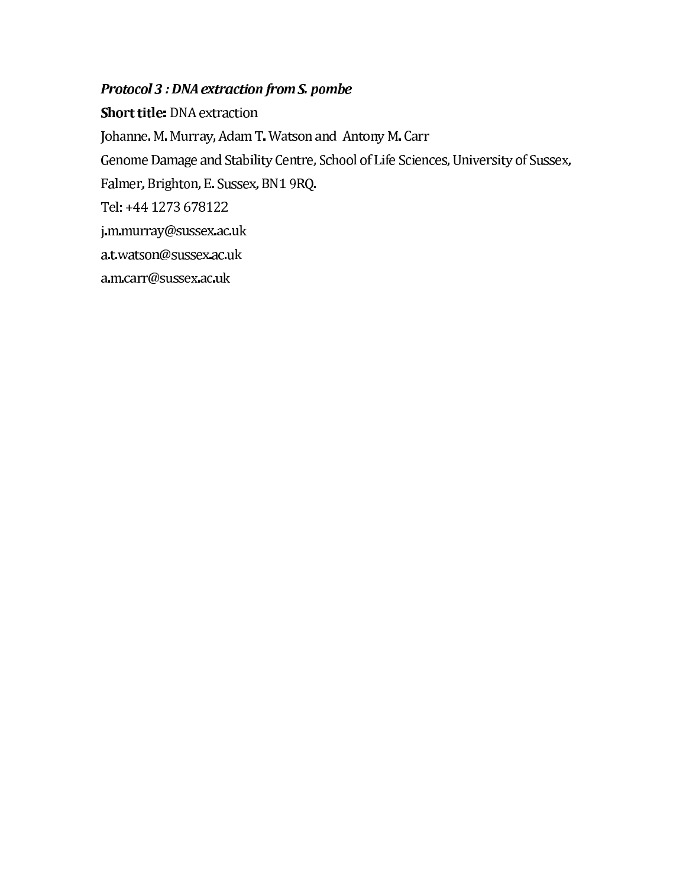***Protocol 3 : DNA extraction from S. pombe***

**Short title:** DNA extraction

Johanne. M. Murray, Adam T. Watson and Antony M. Carr

Genome Damage and Stability Centre, School of Life Sciences, University of Sussex,

Falmer, Brighton, E. Sussex, BN1 9RQ.

Tel: +44 1273 678122

j.m.murray@sussex.ac.uk

a.t.watson@sussex.ac.uk

a.m.carr@sussex.ac.uk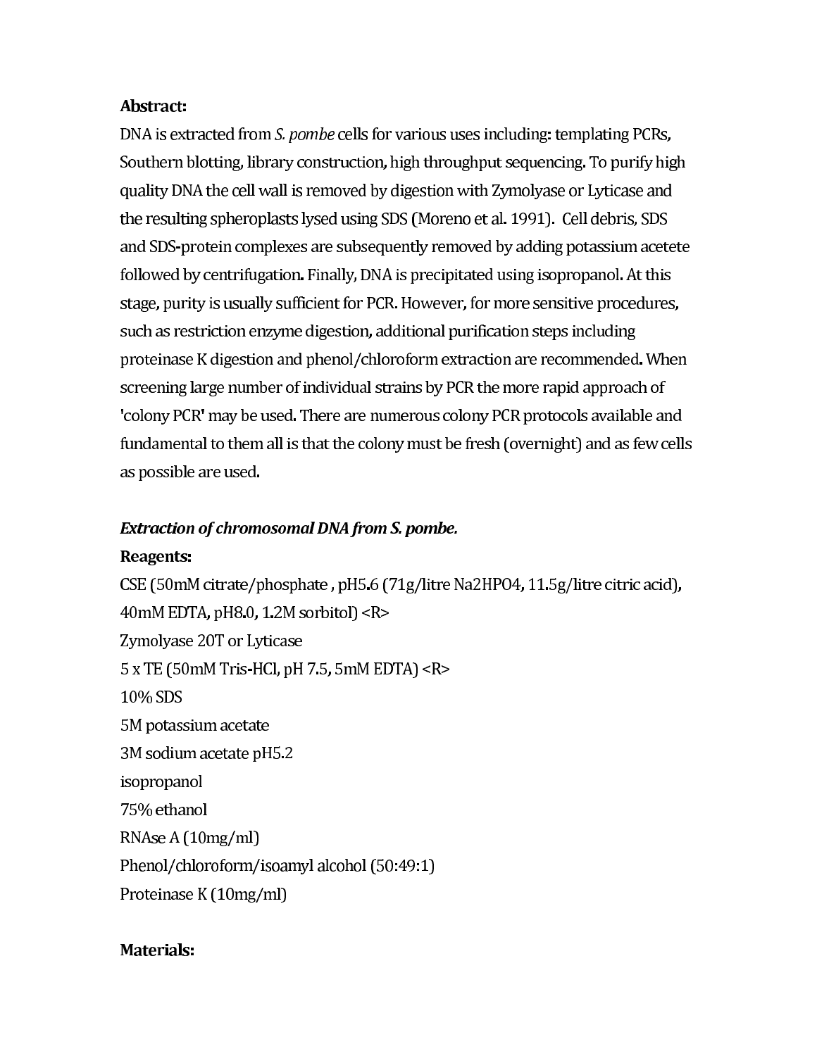**Abstract:**

DNA is extracted from *S. pombe* cells for various uses including: templating PCRs, Southern blotting, library construction, high throughput sequencing. To purify high quality DNA the cell wall is removed by digestion with Zymolyase or Lyticase and the resulting spheroplasts lysed using SDS (Moreno et al. 1991). Cell debris, SDS and SDS-protein complexes are subsequently removed by adding potassium acetete followed by centrifugation. Finally, DNA is precipitated using isopropanol. At this stage, purity is usually sufficient for PCR. However, for more sensitive procedures, such as restriction enzyme digestion, additional purification steps including proteinase K digestion and phenol/chloroform extraction are recommended. When screening large number of individual strains by PCR the more rapid approach of 'colony PCR' may be used. There are numerous colony PCR protocols available and fundamental to them all is that the colony must be fresh (overnight) and as few cells as possible are used.

***Extraction of chromosomal DNA from S. pombe.***

**Reagents:**

CSE (50mM citrate/phosphate , pH5.6 (71g/litre $Na_2HPO_4$, 11.5g/litre citric acid), 40mM EDTA, pH8.0, 1.2M sorbitol) <R>
Zymolyase 20T or Lyticase
5 x TE (50mM Tris-HCl, pH 7.5, 5mM EDTA) <R>
10% SDS
5M potassium acetate
3M sodium acetate pH5.2
isopropanol
75% ethanol
RNAse A (10mg/ml)
Phenol/chloroform/isoamyl alcohol (50:49:1)
Proteinase K (10mg/ml)

**Materials:**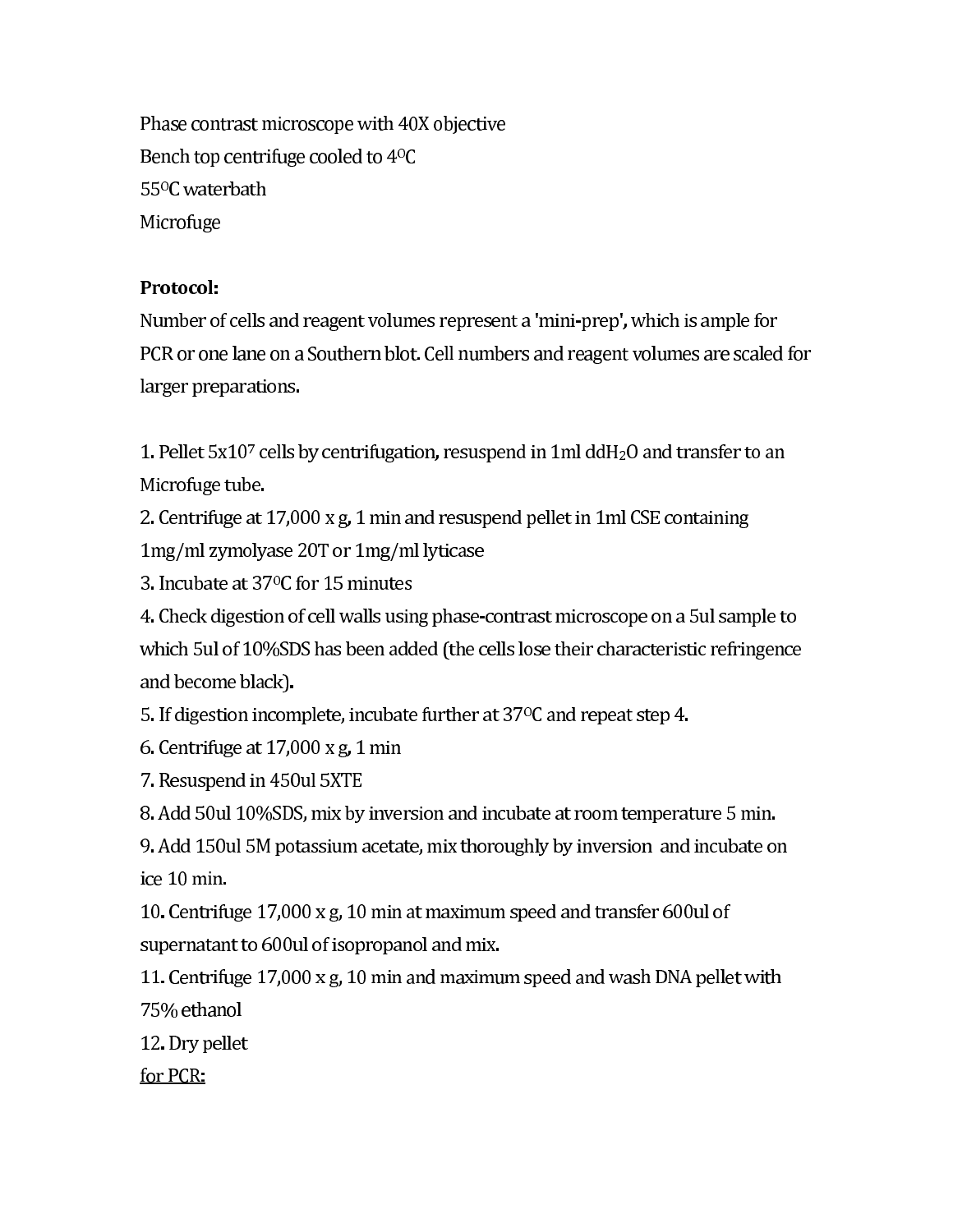Phase contrast microscope with 40X objective

Bench top centrifuge cooled to 4$^{O}$C

55$^{O}$C waterbath

Microfuge

**Protocol:**

Number of cells and reagent volumes represent a 'mini-prep', which is ample for PCR or one lane on a Southern blot. Cell numbers and reagent volumes are scaled for larger preparations.

1. Pellet $5x10^7$ cells by centrifugation, resuspend in 1ml $ddH_2O$ and transfer to an Microfuge tube.
2. Centrifuge at 17,000 x g, 1 min and resuspend pellet in 1ml CSE containing 1mg/ml zymolyase 20T or 1mg/ml lyticase
3. Incubate at 37$^{O}$C for 15 minutes
4. Check digestion of cell walls using phase-contrast microscope on a 5ul sample to which 5ul of 10%SDS has been added (the cells lose their characteristic refringence and become black).
5. If digestion incomplete, incubate further at 37$^{O}$C and repeat step 4.
6. Centrifuge at 17,000 x g, 1 min
7. Resuspend in 450ul 5XTE
8. Add 50ul 10%SDS, mix by inversion and incubate at room temperature 5 min.
9. Add 150ul 5M potassium acetate, mix thoroughly by inversion and incubate on ice 10 min.
10. Centrifuge 17,000 x g, 10 min at maximum speed and transfer 600ul of supernatant to 600ul of isopropanol and mix.
11. Centrifuge 17,000 x g, 10 min and maximum speed and wash DNA pellet with 75% ethanol
12. Dry pellet

<u>for PCR:</u>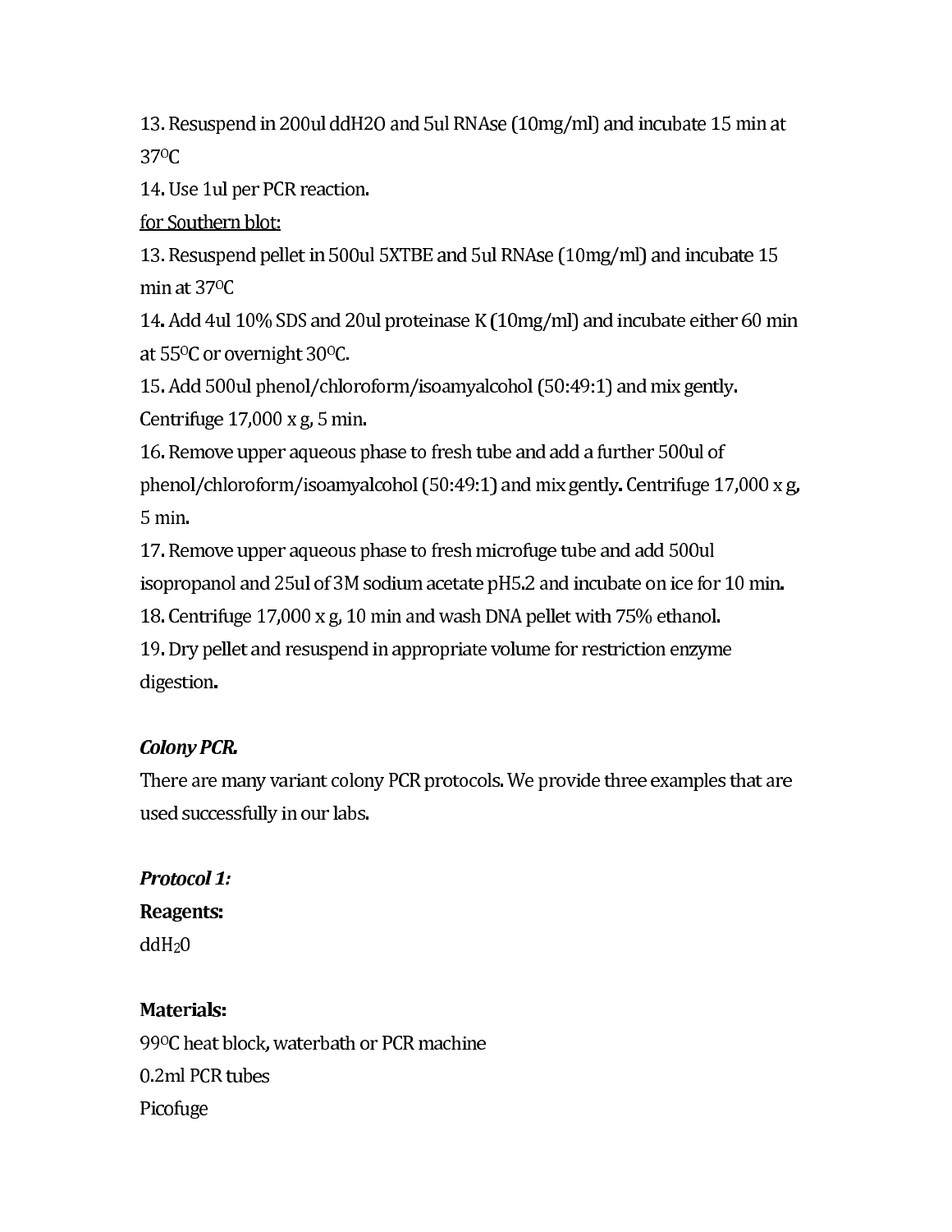13. Resuspend in 200ul ddH2O and 5ul RNAse (10mg/ml) and incubate 15 min at $37^{O}C$

14. Use 1ul per PCR reaction.

<u>for Southern blot:</u>

13. Resuspend pellet in 500ul 5XTBE and 5ul RNAse (10mg/ml) and incubate 15 min at $37^{O}C$

14. Add 4ul 10% SDS and 20ul proteinase K (10mg/ml) and incubate either 60 min at $55^{O}C$ or overnight $30^{O}C$.

15. Add 500ul phenol/chloroform/isoamyalcohol (50:49:1) and mix gently. Centrifuge 17,000 x g, 5 min.

16. Remove upper aqueous phase to fresh tube and add a further 500ul of phenol/chloroform/isoamyalcohol (50:49:1) and mix gently. Centrifuge 17,000 x g, 5 min.

17. Remove upper aqueous phase to fresh microfuge tube and add 500ul isopropanol and 25ul of 3M sodium acetate pH5.2 and incubate on ice for 10 min.

18. Centrifuge 17,000 x g, 10 min and wash DNA pellet with 75% ethanol.

19. Dry pellet and resuspend in appropriate volume for restriction enzyme digestion.

***Colony PCR.***

There are many variant colony PCR protocols. We provide three examples that are used successfully in our labs.

***Protocol 1:***

**Reagents:**

$ddH_20$

**Materials:**

$99^{O}C$ heat block, waterbath or PCR machine

0.2ml PCR tubes

Picofuge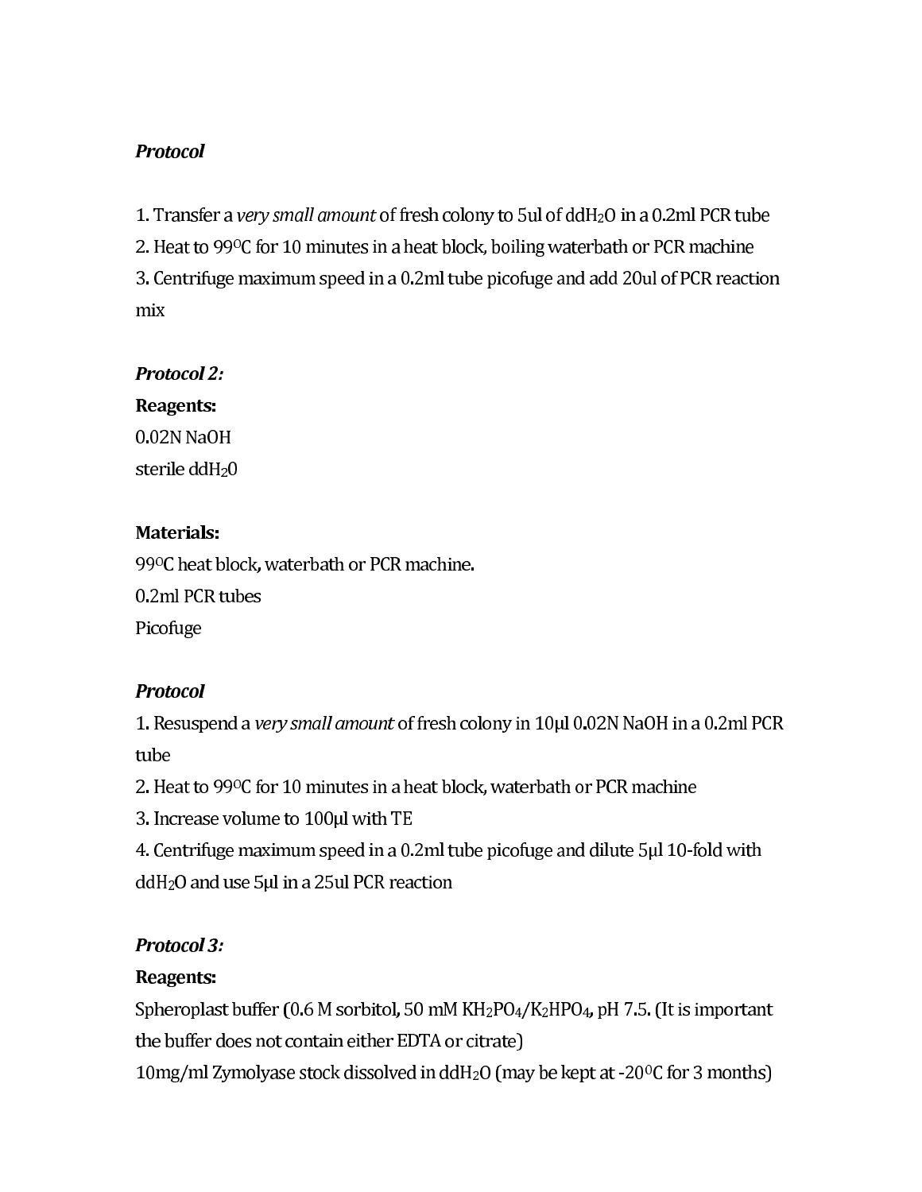***Protocol***

1. Transfer a *very small amount* of fresh colony to 5ul of $ddH_2O$ in a 0.2ml PCR tube
2. Heat to 99$^{O}$C for 10 minutes in a heat block, boiling waterbath or PCR machine
3. Centrifuge maximum speed in a 0.2ml tube picofuge and add 20ul of PCR reaction mix

***Protocol 2:***

**Reagents:**

0.02N NaOH

sterile $ddH_2O$

**Materials:**

99$^{O}$C heat block, waterbath or PCR machine.

0.2ml PCR tubes

Picofuge

***Protocol***

1. Resuspend a *very small amount* of fresh colony in 10µl 0.02N NaOH in a 0.2ml PCR tube
2. Heat to 99$^{O}$C for 10 minutes in a heat block, waterbath or PCR machine
3. Increase volume to 100µl with TE
4. Centrifuge maximum speed in a 0.2ml tube picofuge and dilute 5µl 10-fold with $ddH_2O$ and use 5µl in a 25ul PCR reaction

***Protocol 3:***

**Reagents:**

Spheroplast buffer (0.6 M sorbitol, 50 mM $KH_2PO_4$/$K_2HPO_4$, pH 7.5. (It is important the buffer does not contain either EDTA or citrate)

10mg/ml Zymolyase stock dissolved in $ddH_2O$ (may be kept at -20$^{O}$C for 3 months)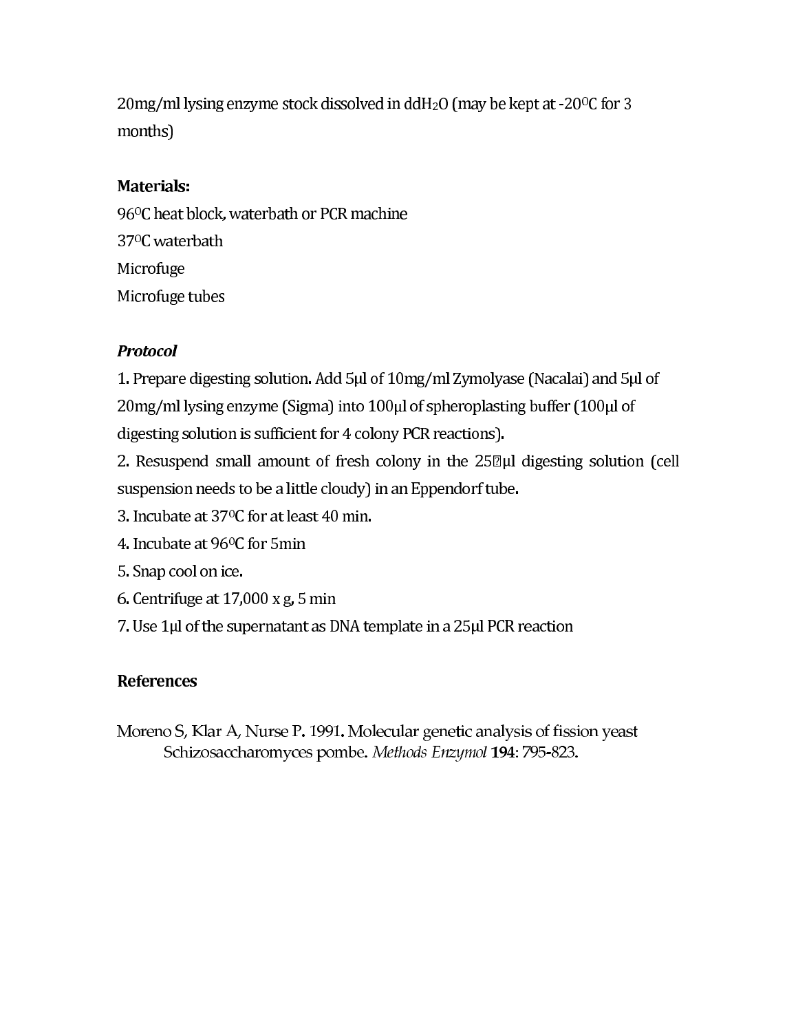20mg/ml lysing enzyme stock dissolved in $ddH_2O$ (may be kept at -20$^{O}$C for 3 months)

**Materials:**

96$^{O}$C heat block, waterbath or PCR machine

37$^{O}$C waterbath

Microfuge

Microfuge tubes

***Protocol***

1. Prepare digesting solution. Add 5μl of 10mg/ml Zymolyase (Nacalai) and 5μl of 20mg/ml lysing enzyme (Sigma) into 100μl of spheroplasting buffer (100μl of digesting solution is sufficient for 4 colony PCR reactions).
2. Resuspend small amount of fresh colony in the 25μl digesting solution (cell suspension needs to be a little cloudy) in an Eppendorf tube.
3. Incubate at 37$^{O}$C for at least 40 min.
4. Incubate at 96$^{O}$C for 5min
5. Snap cool on ice.
6. Centrifuge at 17,000 x g, 5 min
7. Use 1μl of the supernatant as DNA template in a 25μl PCR reaction

**References**

Moreno S, Klar A, Nurse P. 1991. Molecular genetic analysis of fission yeast Schizosaccharomyces pombe. *Methods Enzymol* **194**: 795-823.